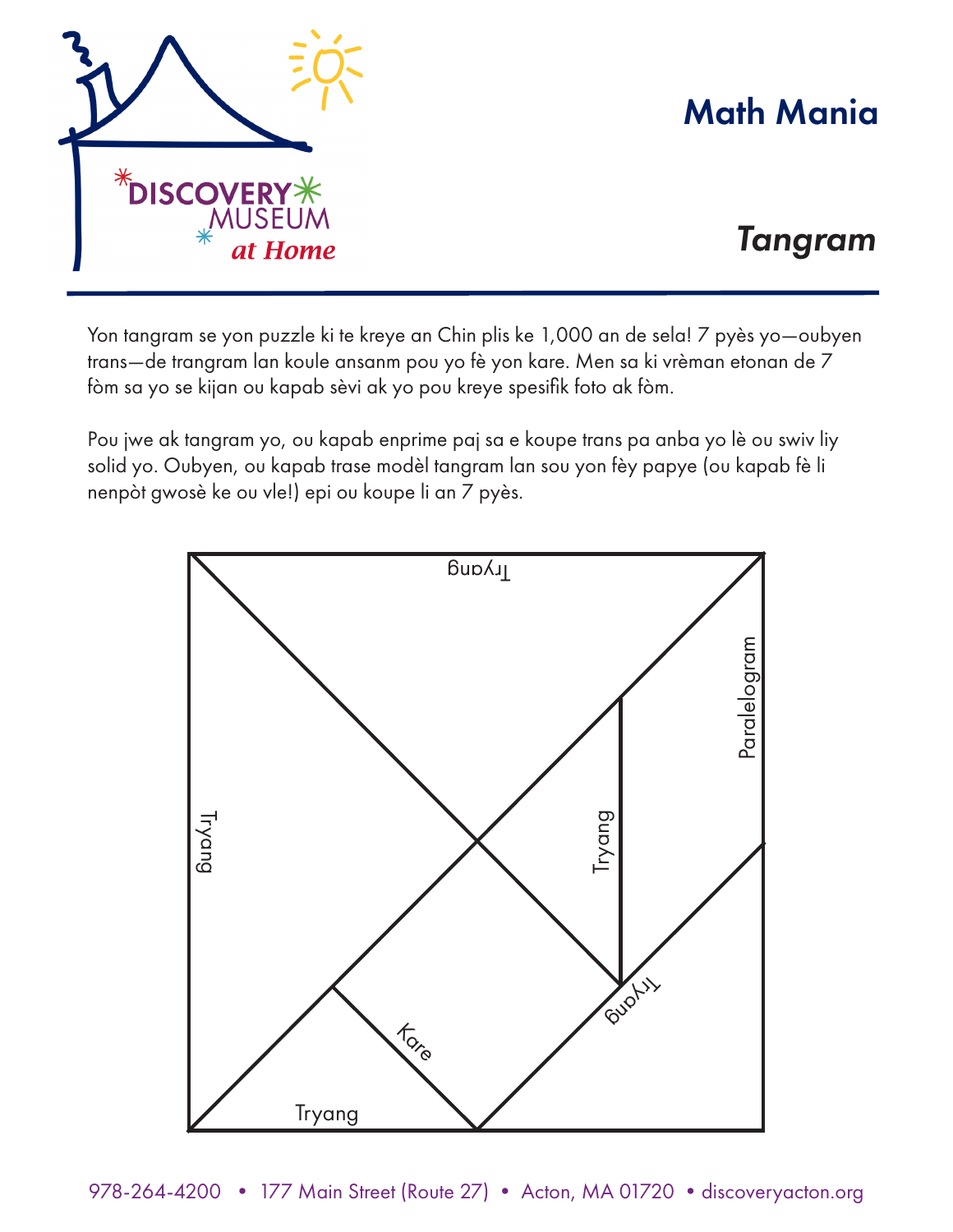# Math Mania

## *Tangram*

Yon tangram se yon puzzle ki te kreye an Chin plis ke 1,000 an de sela! 7 pyès yo—oubyen trans—de trangram lan koule ansanm pou yo fè yon kare. Men sa ki vrèman etonan de 7 fòm sa yo se kijan ou kapab sèvi ak yo pou kreye spesifik foto ak fòm.

Pou jwe ak tangram yo, ou kapab enprime paj sa e koupe trans pa anba yo lè ou swiv liy solid yo. Oubyen, ou kapab trase modèl tangram lan sou yon fèy papye (ou kapab fè li nenpòt gwosè ke ou vle!) epi ou koupe li an 7 pyès.

Tryang

Tryang

Paralelogram

Tryang

Kare

Tryang

Tryang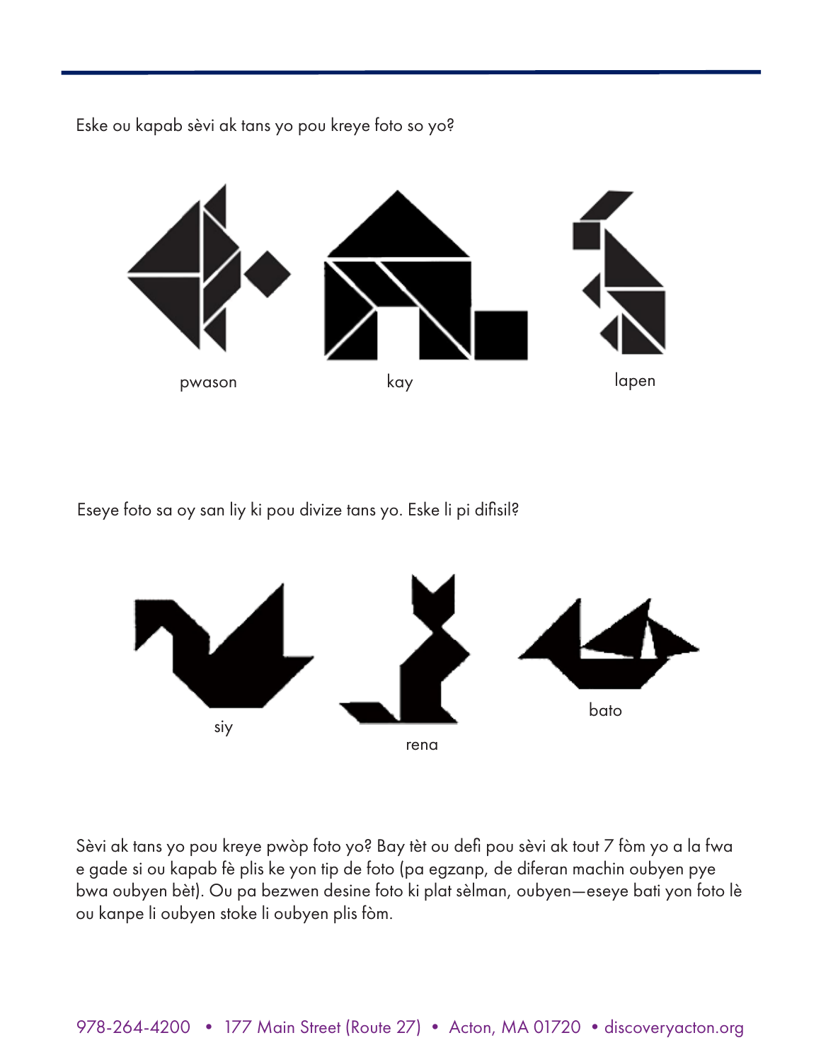Eske ou kapab sèvi ak tans yo pou kreye foto so yo?

pwason

kay

lapen

Eseye foto sa oy san liy ki pou divize tans yo. Eske li pi difisil?

siy

rena

bato

Sèvi ak tans yo pou kreye pwòp foto yo? Bay tèt ou defi pou sèvi ak tout 7 fòm yo a la fwa e gade si ou kapab fè plis ke yon tip de foto (pa egzanp, de diferan machin oubyen pye bwa oubyen bèt). Ou pa bezwen desine foto ki plat sèlman, oubyen—eseye bati yon foto lè ou kanpe li oubyen stoke li oubyen plis fòm.